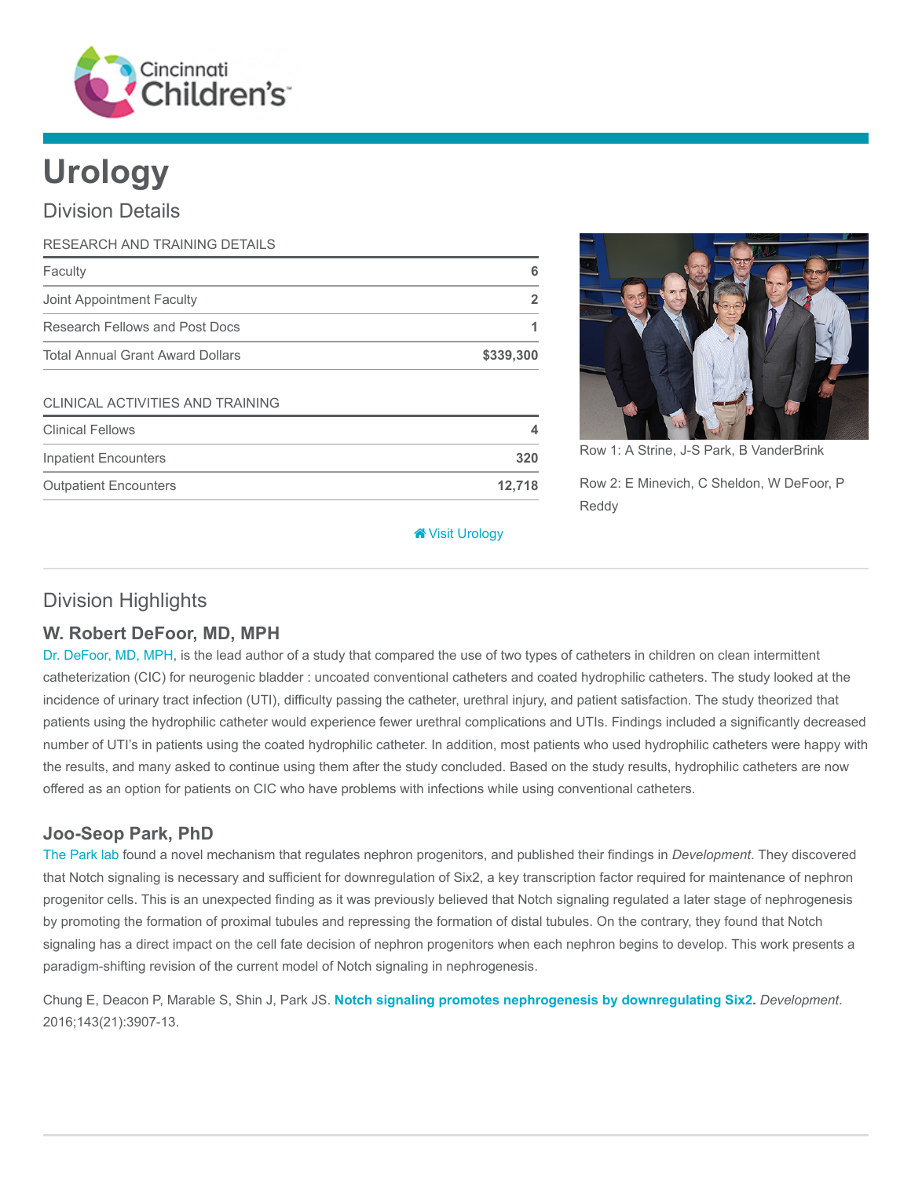# Urology

## Division Details

| RESEARCH AND TRAINING DETAILS | |
|---|---|
| Faculty | **6** |
| Joint Appointment Faculty | **2** |
| Research Fellows and Post Docs | **1** |
| Total Annual Grant Award Dollars | **$339,300** |

| CLINICAL ACTIVITIES AND TRAINING | |
|---|---|
| Clinical Fellows | **4** |
| Inpatient Encounters | **320** |
| Outpatient Encounters | **12,718** |

Visit Urology

Row 1: A Strine, J-S Park, B VanderBrink

Row 2: E Minevich, C Sheldon, W DeFoor, P Reddy

## Division Highlights

### W. Robert DeFoor, MD, MPH

Dr. DeFoor, MD, MPH, is the lead author of a study that compared the use of two types of catheters in children on clean intermittent catheterization (CIC) for neurogenic bladder : uncoated conventional catheters and coated hydrophilic catheters. The study looked at the incidence of urinary tract infection (UTI), difficulty passing the catheter, urethral injury, and patient satisfaction. The study theorized that patients using the hydrophilic catheter would experience fewer urethral complications and UTIs. Findings included a significantly decreased number of UTI's in patients using the coated hydrophilic catheter. In addition, most patients who used hydrophilic catheters were happy with the results, and many asked to continue using them after the study concluded. Based on the study results, hydrophilic catheters are now offered as an option for patients on CIC who have problems with infections while using conventional catheters.

### Joo-Seop Park, PhD

The Park lab found a novel mechanism that regulates nephron progenitors, and published their findings in *Development*. They discovered that Notch signaling is necessary and sufficient for downregulation of Six2, a key transcription factor required for maintenance of nephron progenitor cells. This is an unexpected finding as it was previously believed that Notch signaling regulated a later stage of nephrogenesis by promoting the formation of proximal tubules and repressing the formation of distal tubules. On the contrary, they found that Notch signaling has a direct impact on the cell fate decision of nephron progenitors when each nephron begins to develop. This work presents a paradigm-shifting revision of the current model of Notch signaling in nephrogenesis.

Chung E, Deacon P, Marable S, Shin J, Park JS. **Notch signaling promotes nephrogenesis by downregulating Six2.** *Development*. 2016;143(21):3907-13.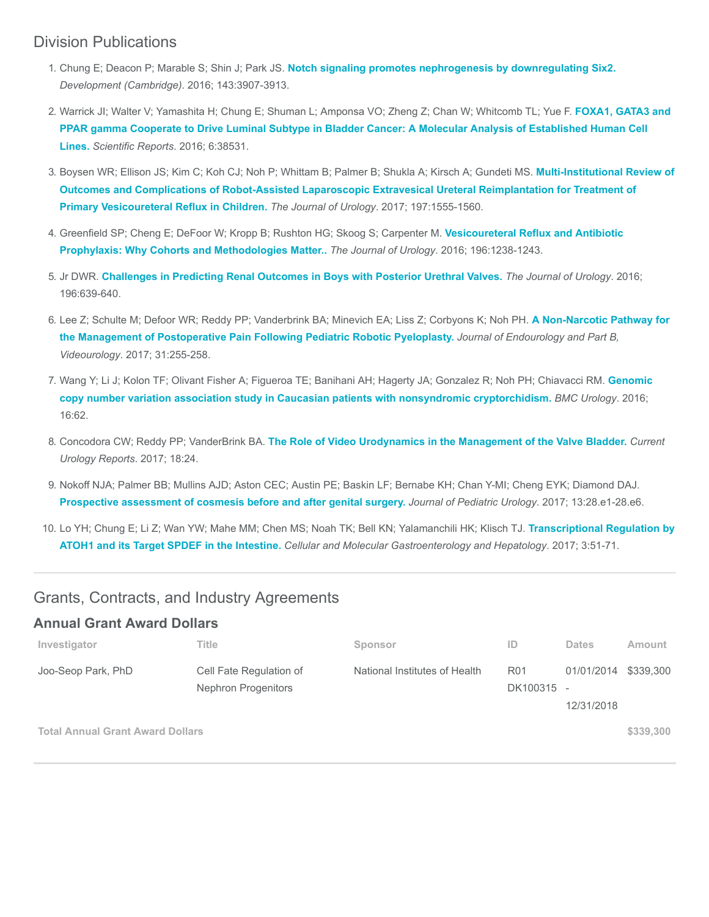## Division Publications

1. Chung E; Deacon P; Marable S; Shin J; Park JS. **Notch signaling promotes nephrogenesis by downregulating Six2.** *Development (Cambridge)*. 2016; 143:3907-3913.

2. Warrick JI; Walter V; Yamashita H; Chung E; Shuman L; Amponsa VO; Zheng Z; Chan W; Whitcomb TL; Yue F. **FOXA1, GATA3 and PPAR gamma Cooperate to Drive Luminal Subtype in Bladder Cancer: A Molecular Analysis of Established Human Cell Lines.** *Scientific Reports*. 2016; 6:38531.

3. Boysen WR; Ellison JS; Kim C; Koh CJ; Noh P; Whittam B; Palmer B; Shukla A; Kirsch A; Gundeti MS. **Multi-Institutional Review of Outcomes and Complications of Robot-Assisted Laparoscopic Extravesical Ureteral Reimplantation for Treatment of Primary Vesicoureteral Reflux in Children.** *The Journal of Urology*. 2017; 197:1555-1560.

4. Greenfield SP; Cheng E; DeFoor W; Kropp B; Rushton HG; Skoog S; Carpenter M. **Vesicoureteral Reflux and Antibiotic Prophylaxis: Why Cohorts and Methodologies Matter..** *The Journal of Urology*. 2016; 196:1238-1243.

5. Jr DWR. **Challenges in Predicting Renal Outcomes in Boys with Posterior Urethral Valves.** *The Journal of Urology*. 2016; 196:639-640.

6. Lee Z; Schulte M; Defoor WR; Reddy PP; Vanderbrink BA; Minevich EA; Liss Z; Corbyons K; Noh PH. **A Non-Narcotic Pathway for the Management of Postoperative Pain Following Pediatric Robotic Pyeloplasty.** *Journal of Endourology and Part B, Videourology*. 2017; 31:255-258.

7. Wang Y; Li J; Kolon TF; Olivant Fisher A; Figueroa TE; Banihani AH; Hagerty JA; Gonzalez R; Noh PH; Chiavacci RM. **Genomic copy number variation association study in Caucasian patients with nonsyndromic cryptorchidism.** *BMC Urology*. 2016; 16:62.

8. Concodora CW; Reddy PP; VanderBrink BA. **The Role of Video Urodynamics in the Management of the Valve Bladder.** *Current Urology Reports*. 2017; 18:24.

9. Nokoff NJA; Palmer BB; Mullins AJD; Aston CEC; Austin PE; Baskin LF; Bernabe KH; Chan Y-MI; Cheng EYK; Diamond DAJ. **Prospective assessment of cosmesis before and after genital surgery.** *Journal of Pediatric Urology*. 2017; 13:28.e1-28.e6.

10. Lo YH; Chung E; Li Z; Wan YW; Mahe MM; Chen MS; Noah TK; Bell KN; Yalamanchili HK; Klisch TJ. **Transcriptional Regulation by ATOH1 and its Target SPDEF in the Intestine.** *Cellular and Molecular Gastroenterology and Hepatology*. 2017; 3:51-71.

## Grants, Contracts, and Industry Agreements

### Annual Grant Award Dollars

| Investigator | Title | Sponsor | ID | Dates | Amount |
|---|---|---|---|---|---|
| Joo-Seop Park, PhD | Cell Fate Regulation of Nephron Progenitors | National Institutes of Health | R01 DK100315 | 01/01/2014 - 12/31/2018 | $339,300 |
| **Total Annual Grant Award Dollars** | | | | | **$339,300** |